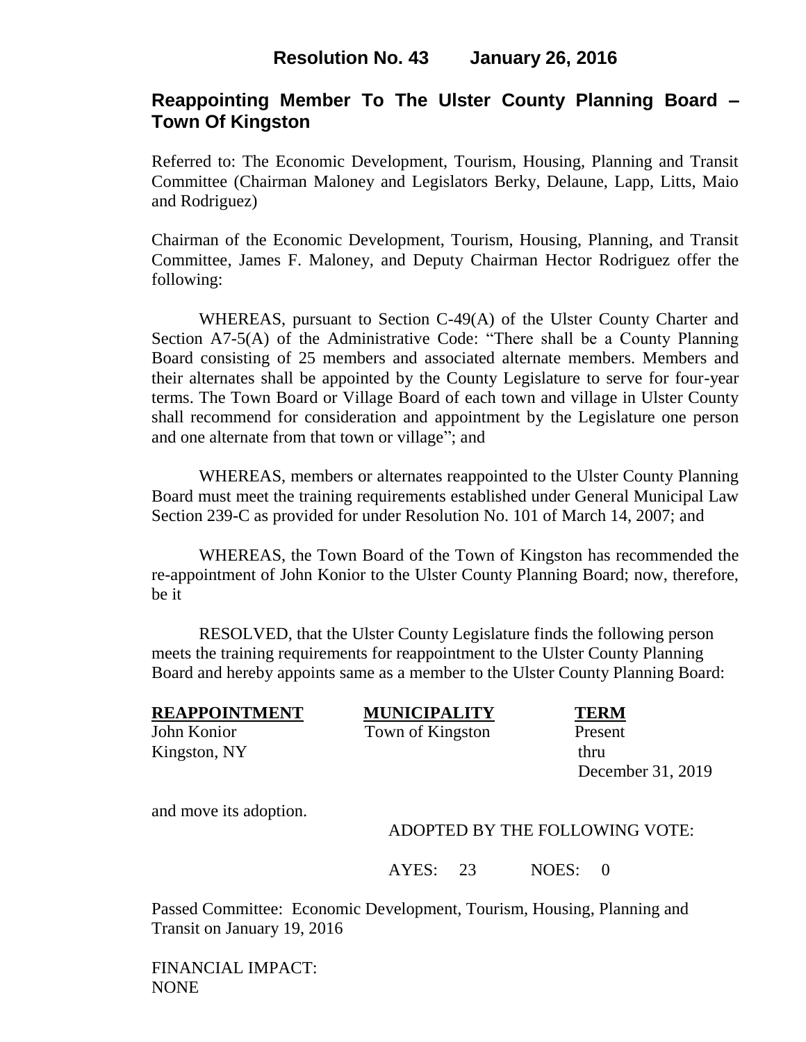# Resolution No. 43 January 26, 2016

## Reappointing Member To The Ulster County Planning Board – Town Of Kingston

Referred to: The Economic Development, Tourism, Housing, Planning and Transit Committee (Chairman Maloney and Legislators Berky, Delaune, Lapp, Litts, Maio and Rodriguez)

Chairman of the Economic Development, Tourism, Housing, Planning, and Transit Committee, James F. Maloney, and Deputy Chairman Hector Rodriguez offer the following:

WHEREAS, pursuant to Section C-49(A) of the Ulster County Charter and Section A7-5(A) of the Administrative Code: "There shall be a County Planning Board consisting of 25 members and associated alternate members. Members and their alternates shall be appointed by the County Legislature to serve for four-year terms. The Town Board or Village Board of each town and village in Ulster County shall recommend for consideration and appointment by the Legislature one person and one alternate from that town or village"; and

WHEREAS, members or alternates reappointed to the Ulster County Planning Board must meet the training requirements established under General Municipal Law Section 239-C as provided for under Resolution No. 101 of March 14, 2007; and

WHEREAS, the Town Board of the Town of Kingston has recommended the re-appointment of John Konior to the Ulster County Planning Board; now, therefore, be it

RESOLVED, that the Ulster County Legislature finds the following person meets the training requirements for reappointment to the Ulster County Planning Board and hereby appoints same as a member to the Ulster County Planning Board:

| REAPPOINTMENT | MUNICIPALITY | TERM |
|---|---|---|
| John Konior<br>Kingston, NY | Town of Kingston | Present<br>thru<br>December 31, 2019 |

and move its adoption.

ADOPTED BY THE FOLLOWING VOTE:

AYES: 23 NOES: 0

Passed Committee: Economic Development, Tourism, Housing, Planning and Transit on January 19, 2016

FINANCIAL IMPACT:
NONE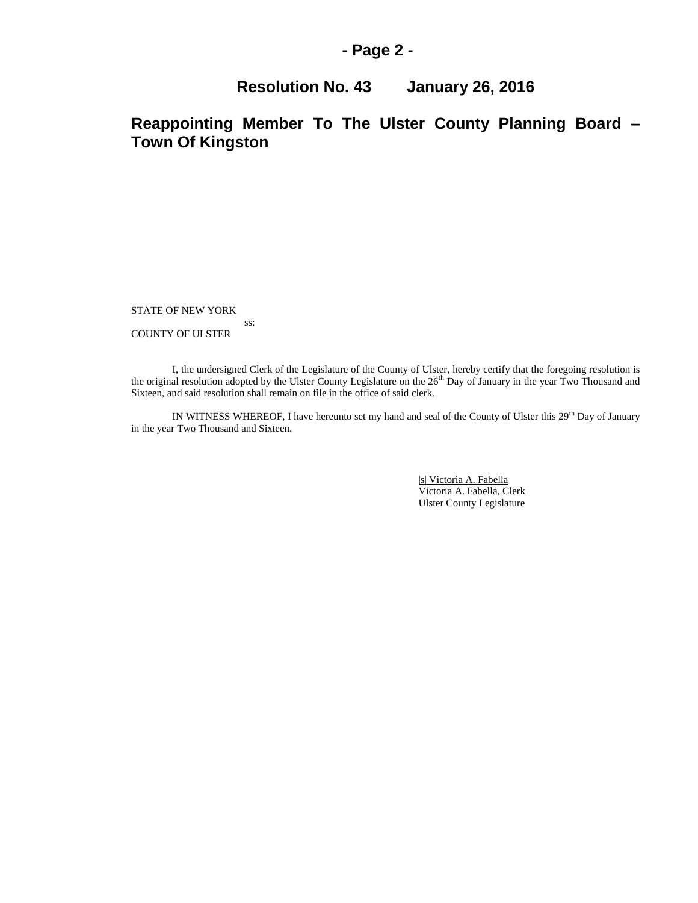## Resolution No. 43 January 26, 2016

## Reappointing Member To The Ulster County Planning Board – Town Of Kingston

STATE OF NEW YORK
ss:
COUNTY OF ULSTER

I, the undersigned Clerk of the Legislature of the County of Ulster, hereby certify that the foregoing resolution is the original resolution adopted by the Ulster County Legislature on the 26th Day of January in the year Two Thousand and Sixteen, and said resolution shall remain on file in the office of said clerk.

IN WITNESS WHEREOF, I have hereunto set my hand and seal of the County of Ulster this 29th Day of January in the year Two Thousand and Sixteen.

|s| Victoria A. Fabella
Victoria A. Fabella, Clerk
Ulster County Legislature